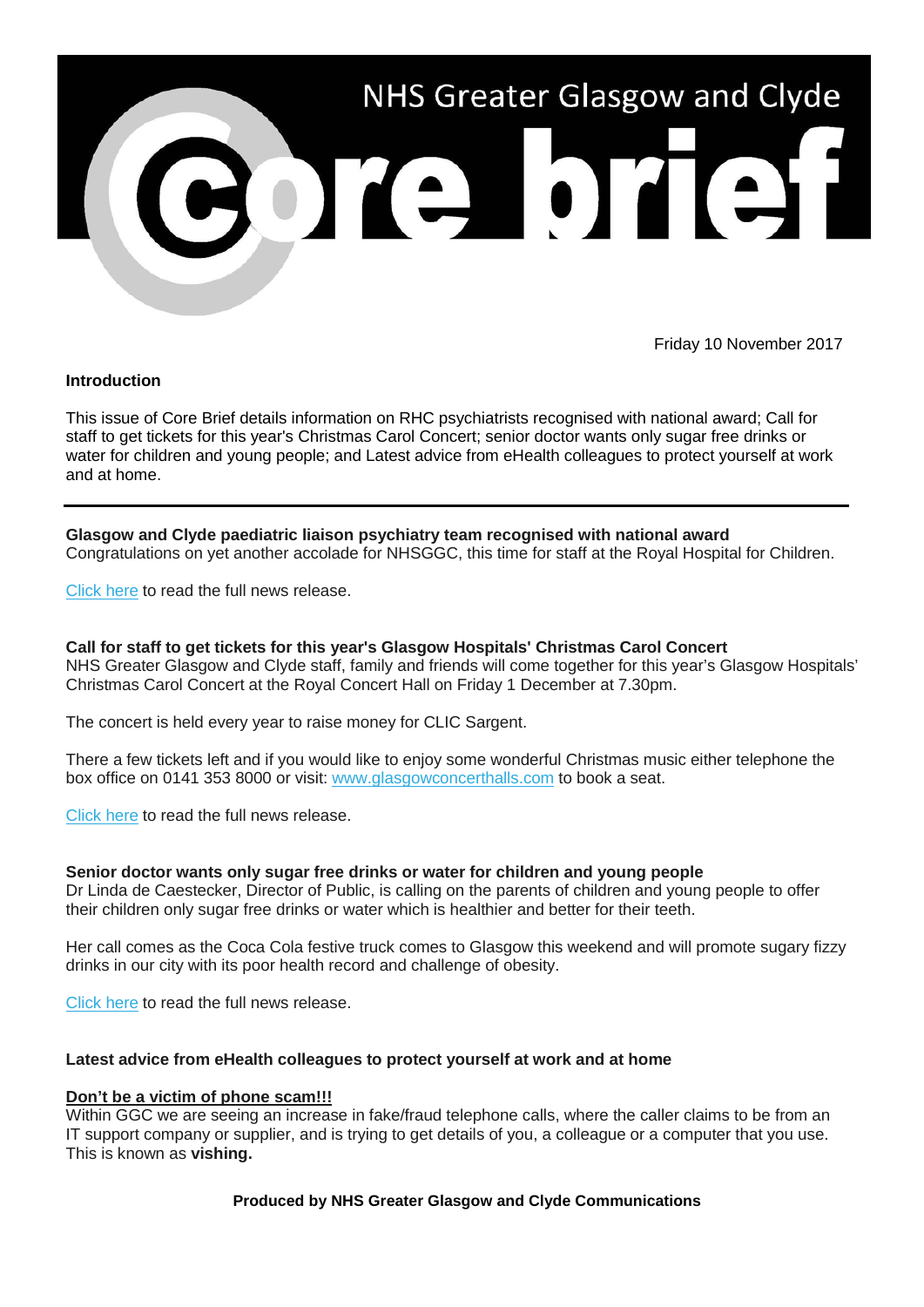# NHS Greater Glasgow and Clyde

# Core brief

Friday 10 November 2017

**Introduction**

This issue of Core Brief details information on RHC psychiatrists recognised with national award; Call for staff to get tickets for this year's Christmas Carol Concert; senior doctor wants only sugar free drinks or water for children and young people; and Latest advice from eHealth colleagues to protect yourself at work and at home.

---

**Glasgow and Clyde paediatric liaison psychiatry team recognised with national award**
Congratulations on yet another accolade for NHSGGC, this time for staff at the Royal Hospital for Children.

Click here to read the full news release.

**Call for staff to get tickets for this year's Glasgow Hospitals' Christmas Carol Concert**
NHS Greater Glasgow and Clyde staff, family and friends will come together for this year's Glasgow Hospitals' Christmas Carol Concert at the Royal Concert Hall on Friday 1 December at 7.30pm.

The concert is held every year to raise money for CLIC Sargent.

There a few tickets left and if you would like to enjoy some wonderful Christmas music either telephone the box office on 0141 353 8000 or visit: www.glasgowconcerthalls.com to book a seat.

Click here to read the full news release.

**Senior doctor wants only sugar free drinks or water for children and young people**
Dr Linda de Caestecker, Director of Public, is calling on the parents of children and young people to offer their children only sugar free drinks or water which is healthier and better for their teeth.

Her call comes as the Coca Cola festive truck comes to Glasgow this weekend and will promote sugary fizzy drinks in our city with its poor health record and challenge of obesity.

Click here to read the full news release.

**Latest advice from eHealth colleagues to protect yourself at work and at home**

**Don't be a victim of phone scam!!!**
Within GGC we are seeing an increase in fake/fraud telephone calls, where the caller claims to be from an IT support company or supplier, and is trying to get details of you, a colleague or a computer that you use. This is known as **vishing.**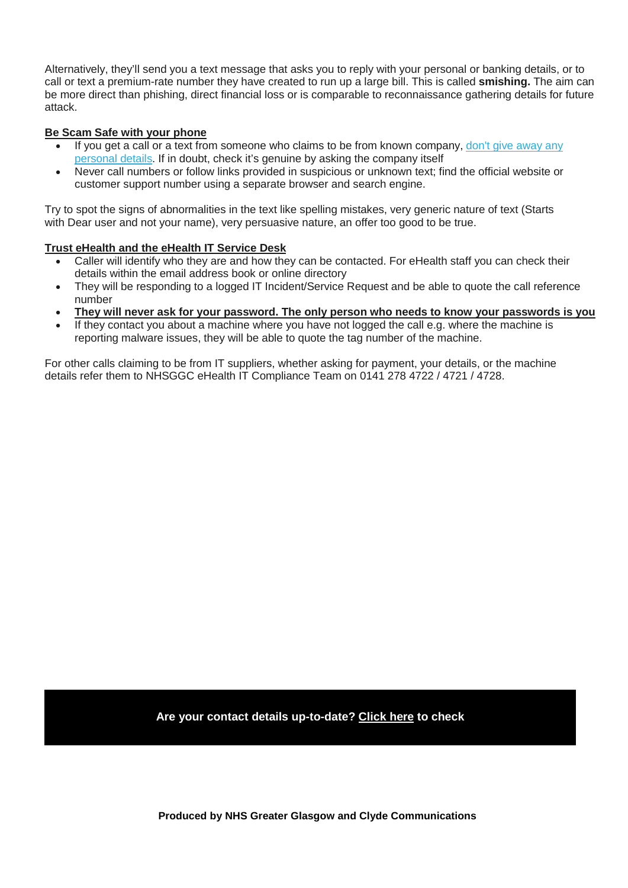Alternatively, they'll send you a text message that asks you to reply with your personal or banking details, or to call or text a premium-rate number they have created to run up a large bill. This is called **smishing.** The aim can be more direct than phishing, direct financial loss or is comparable to reconnaissance gathering details for future attack.

**Be Scam Safe with your phone**

- If you get a call or a text from someone who claims to be from known company, don't give away any personal details. If in doubt, check it's genuine by asking the company itself
- Never call numbers or follow links provided in suspicious or unknown text; find the official website or customer support number using a separate browser and search engine.

Try to spot the signs of abnormalities in the text like spelling mistakes, very generic nature of text (Starts with Dear user and not your name), very persuasive nature, an offer too good to be true.

**Trust eHealth and the eHealth IT Service Desk**

- Caller will identify who they are and how they can be contacted. For eHealth staff you can check their details within the email address book or online directory
- They will be responding to a logged IT Incident/Service Request and be able to quote the call reference number
- **They will never ask for your password. The only person who needs to know your passwords is you**
- If they contact you about a machine where you have not logged the call e.g. where the machine is reporting malware issues, they will be able to quote the tag number of the machine.

For other calls claiming to be from IT suppliers, whether asking for payment, your details, or the machine details refer them to NHSGGC eHealth IT Compliance Team on 0141 278 4722 / 4721 / 4728.

**Are your contact details up-to-date? Click here to check**

**Produced by NHS Greater Glasgow and Clyde Communications**